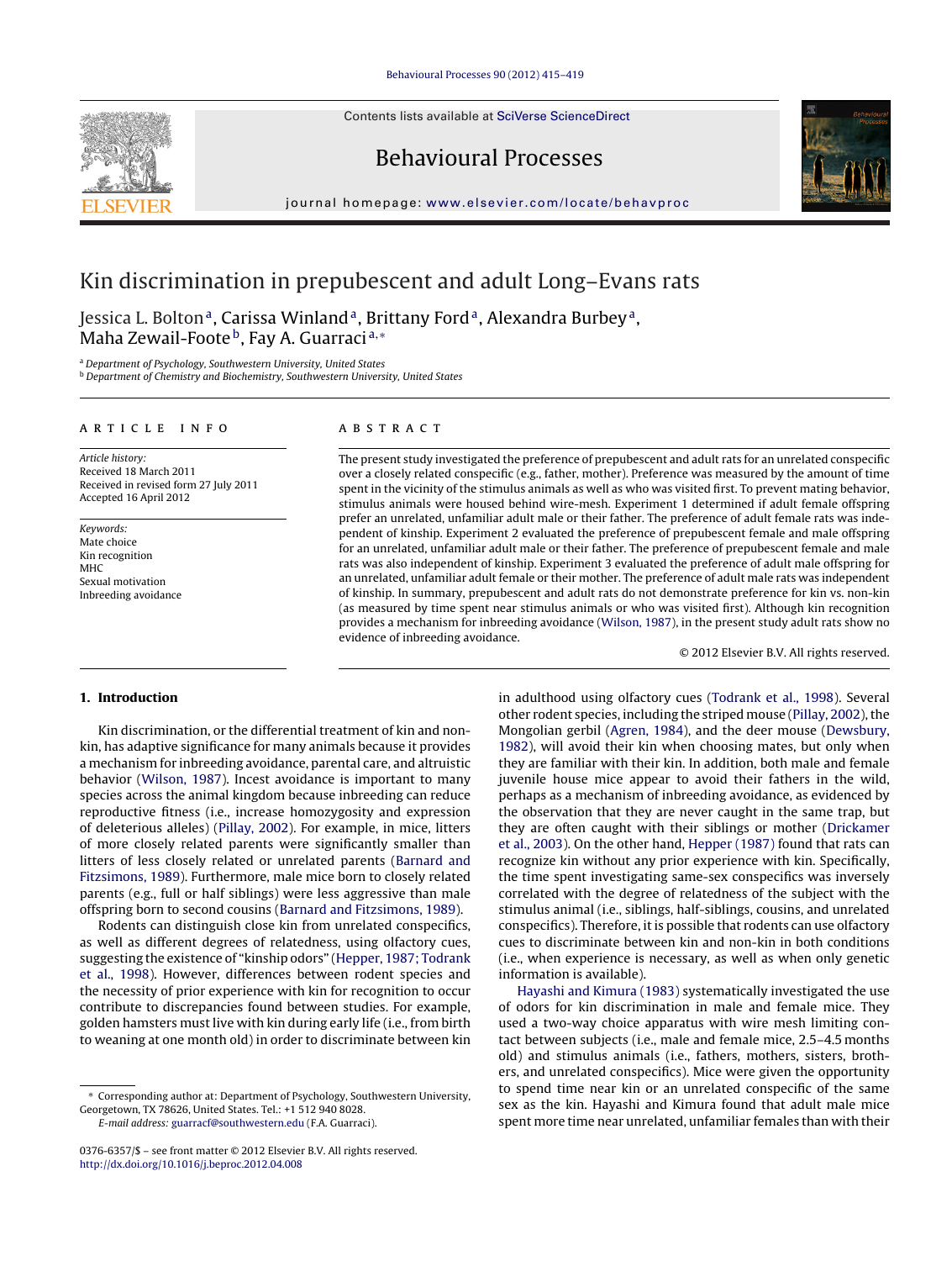# Kin discrimination in prepubescent and adult Long–Evans rats

Jessica L. Bolton[a], Carissa Winland[a], Brittany Ford[a], Alexandra Burbey[a], Maha Zewail-Foote[b], Fay A. Guarraci[a,*]

[a] Department of Psychology, Southwestern University, United States
[b] Department of Chemistry and Biochemistry, Southwestern University, United States

## ARTICLE INFO

*Article history:*
Received 18 March 2011
Received in revised form 27 July 2011
Accepted 16 April 2012

*Keywords:*
Mate choice
Kin recognition
MHC
Sexual motivation
Inbreeding avoidance

## ABSTRACT

The present study investigated the preference of prepubescent and adult rats for an unrelated conspecific over a closely related conspecific (e.g., father, mother). Preference was measured by the amount of time spent in the vicinity of the stimulus animals as well as who was visited first. To prevent mating behavior, stimulus animals were housed behind wire-mesh. Experiment 1 determined if adult female offspring prefer an unrelated, unfamiliar adult male or their father. The preference of adult female rats was independent of kinship. Experiment 2 evaluated the preference of prepubescent female and male offspring for an unrelated, unfamiliar adult male or their father. The preference of prepubescent female and male rats was also independent of kinship. Experiment 3 evaluated the preference of adult male offspring for an unrelated, unfamiliar adult female or their mother. The preference of adult male rats was independent of kinship. In summary, prepubescent and adult rats do not demonstrate preference for kin vs. non-kin (as measured by time spent near stimulus animals or who was visited first). Although kin recognition provides a mechanism for inbreeding avoidance (Wilson, 1987), in the present study adult rats show no evidence of inbreeding avoidance.

© 2012 Elsevier B.V. All rights reserved.

## 1. Introduction

Kin discrimination, or the differential treatment of kin and non-kin, has adaptive significance for many animals because it provides a mechanism for inbreeding avoidance, parental care, and altruistic behavior (Wilson, 1987). Incest avoidance is important to many species across the animal kingdom because inbreeding can reduce reproductive fitness (i.e., increase homozygosity and expression of deleterious alleles) (Pillay, 2002). For example, in mice, litters of more closely related parents were significantly smaller than litters of less closely related or unrelated parents (Barnard and Fitzsimons, 1989). Furthermore, male mice born to closely related parents (e.g., full or half siblings) were less aggressive than male offspring born to second cousins (Barnard and Fitzsimons, 1989).

Rodents can distinguish close kin from unrelated conspecifics, as well as different degrees of relatedness, using olfactory cues, suggesting the existence of "kinship odors" (Hepper, 1987; Todrank et al., 1998). However, differences between rodent species and the necessity of prior experience with kin for recognition to occur contribute to discrepancies found between studies. For example, golden hamsters must live with kin during early life (i.e., from birth to weaning at one month old) in order to discriminate between kin in adulthood using olfactory cues (Todrank et al., 1998). Several other rodent species, including the striped mouse (Pillay, 2002), the Mongolian gerbil (Agren, 1984), and the deer mouse (Dewsbury, 1982), will avoid their kin when choosing mates, but only when they are familiar with their kin. In addition, both male and female juvenile house mice appear to avoid their fathers in the wild, perhaps as a mechanism of inbreeding avoidance, as evidenced by the observation that they are never caught in the same trap, but they are often caught with their siblings or mother (Drickamer et al., 2003). On the other hand, Hepper (1987) found that rats can recognize kin without any prior experience with kin. Specifically, the time spent investigating same-sex conspecifics was inversely correlated with the degree of relatedness of the subject with the stimulus animal (i.e., siblings, half-siblings, cousins, and unrelated conspecifics). Therefore, it is possible that rodents can use olfactory cues to discriminate between kin and non-kin in both conditions (i.e., when experience is necessary, as well as when only genetic information is available).

Hayashi and Kimura (1983) systematically investigated the use of odors for kin discrimination in male and female mice. They used a two-way choice apparatus with wire mesh limiting contact between subjects (i.e., male and female mice, 2.5–4.5 months old) and stimulus animals (i.e., fathers, mothers, sisters, brothers, and unrelated conspecifics). Mice were given the opportunity to spend time near kin or an unrelated conspecific of the same sex as the kin. Hayashi and Kimura found that adult male mice spent more time near unrelated, unfamiliar females than with their

\* Corresponding author at: Department of Psychology, Southwestern University, Georgetown, TX 78626, United States. Tel.: +1 512 940 8028.
*E-mail address:* guarracf@southwestern.edu (F.A. Guarraci).

0376-6357/$ – see front matter © 2012 Elsevier B.V. All rights reserved.
http://dx.doi.org/10.1016/j.beproc.2012.04.008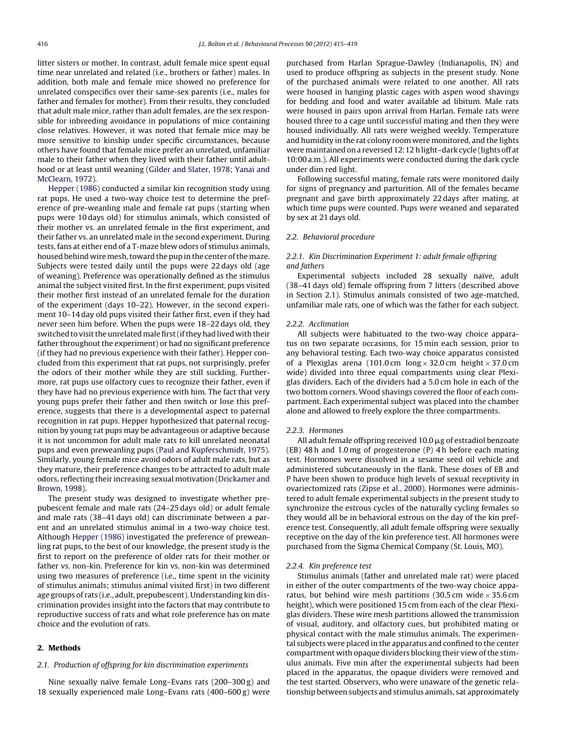litter sisters or mother. In contrast, adult female mice spent equal time near unrelated and related (i.e., brothers or father) males. In addition, both male and female mice showed no preference for unrelated conspecifics over their same-sex parents (i.e., males for father and females for mother). From their results, they concluded that adult male mice, rather than adult females, are the sex responsible for inbreeding avoidance in populations of mice containing close relatives. However, it was noted that female mice may be more sensitive to kinship under specific circumstances, because others have found that female mice prefer an unrelated, unfamiliar male to their father when they lived with their father until adulthood or at least until weaning (Gilder and Slater, 1978; Yanai and McClearn, 1972).

Hepper (1986) conducted a similar kin recognition study using rat pups. He used a two-way choice test to determine the preference of pre-weanling male and female rat pups (starting when pups were 10 days old) for stimulus animals, which consisted of their mother vs. an unrelated female in the first experiment, and their father vs. an unrelated male in the second experiment. During tests, fans at either end of a T-maze blew odors of stimulus animals, housed behind wire mesh, toward the pup in the center of the maze. Subjects were tested daily until the pups were 22 days old (age of weaning). Preference was operationally defined as the stimulus animal the subject visited first. In the first experiment, pups visited their mother first instead of an unrelated female for the duration of the experiment (days 10–22). However, in the second experiment 10–14 day old pups visited their father first, even if they had never seen him before. When the pups were 18–22 days old, they switched to visit the unrelated male first (if they had lived with their father throughout the experiment) or had no significant preference (if they had no previous experience with their father). Hepper concluded from this experiment that rat pups, not surprisingly, prefer the odors of their mother while they are still suckling. Furthermore, rat pups use olfactory cues to recognize their father, even if they have had no previous experience with him. The fact that very young pups prefer their father and then switch or lose this preference, suggests that there is a developmental aspect to paternal recognition in rat pups. Hepper hypothesized that paternal recognition by young rat pups may be advantageous or adaptive because it is not uncommon for adult male rats to kill unrelated neonatal pups and even preweanling pups (Paul and Kupferschmidt, 1975). Similarly, young female mice avoid odors of adult male rats, but as they mature, their preference changes to be attracted to adult male odors, reflecting their increasing sexual motivation (Drickamer and Brown, 1998).

The present study was designed to investigate whether prepubescent female and male rats (24–25 days old) or adult female and male rats (38–41 days old) can discriminate between a parent and an unrelated stimulus animal in a two-way choice test. Although Hepper (1986) investigated the preference of preweanling rat pups, to the best of our knowledge, the present study is the first to report on the preference of older rats for their mother or father vs. non-kin. Preference for kin vs. non-kin was determined using two measures of preference (i.e., time spent in the vicinity of stimulus animals; stimulus animal visited first) in two different age groups of rats (i.e., adult, prepubescent). Understanding kin discrimination provides insight into the factors that may contribute to reproductive success of rats and what role preference has on mate choice and the evolution of rats.

## 2. Methods

### 2.1. Production of offspring for kin discrimination experiments

Nine sexually naïve female Long–Evans rats (200–300 g) and 18 sexually experienced male Long–Evans rats (400–600 g) were purchased from Harlan Sprague-Dawley (Indianapolis, IN) and used to produce offspring as subjects in the present study. None of the purchased animals were related to one another. All rats were housed in hanging plastic cages with aspen wood shavings for bedding and food and water available ad libitum. Male rats were housed in pairs upon arrival from Harlan. Female rats were housed three to a cage until successful mating and then they were housed individually. All rats were weighed weekly. Temperature and humidity in the rat colony room were monitored, and the lights were maintained on a reversed 12:12 h light–dark cycle (lights off at 10:00 a.m.). All experiments were conducted during the dark cycle under dim red light.

Following successful mating, female rats were monitored daily for signs of pregnancy and parturition. All of the females became pregnant and gave birth approximately 22 days after mating, at which time pups were counted. Pups were weaned and separated by sex at 21 days old.

### 2.2. Behavioral procedure

#### 2.2.1. Kin Discrimination Experiment 1: adult female offspring and fathers

Experimental subjects included 28 sexually naïve, adult (38–41 days old) female offspring from 7 litters (described above in Section 2.1). Stimulus animals consisted of two age-matched, unfamiliar male rats, one of which was the father for each subject.

#### 2.2.2. Acclimation

All subjects were habituated to the two-way choice apparatus on two separate occasions, for 15 min each session, prior to any behavioral testing. Each two-way choice apparatus consisted of a Plexiglas arena (101.0 cm long × 32.0 cm height × 37.0 cm wide) divided into three equal compartments using clear Plexiglas dividers. Each of the dividers had a 5.0 cm hole in each of the two bottom corners. Wood shavings covered the floor of each compartment. Each experimental subject was placed into the chamber alone and allowed to freely explore the three compartments.

#### 2.2.3. Hormones

All adult female offspring received 10.0 μg of estradiol benzoate (EB) 48 h and 1.0 mg of progesterone (P) 4 h before each mating test. Hormones were dissolved in a sesame seed oil vehicle and administered subcutaneously in the flank. These doses of EB and P have been shown to produce high levels of sexual receptivity in ovariectomized rats (Zipse et al., 2000). Hormones were administered to adult female experimental subjects in the present study to synchronize the estrous cycles of the naturally cycling females so they would all be in behavioral estrous on the day of the kin preference test. Consequently, all adult female offspring were sexually receptive on the day of the kin preference test. All hormones were purchased from the Sigma Chemical Company (St. Louis, MO).

#### 2.2.4. Kin preference test

Stimulus animals (father and unrelated male rat) were placed in either of the outer compartments of the two-way choice apparatus, but behind wire mesh partitions (30.5 cm wide × 35.6 cm height), which were positioned 15 cm from each of the clear Plexiglas dividers. These wire mesh partitions allowed the transmission of visual, auditory, and olfactory cues, but prohibited mating or physical contact with the male stimulus animals. The experimental subjects were placed in the apparatus and confined to the center compartment with opaque dividers blocking their view of the stimulus animals. Five min after the experimental subjects had been placed in the apparatus, the opaque dividers were removed and the test started. Observers, who were unaware of the genetic relationship between subjects and stimulus animals, sat approximately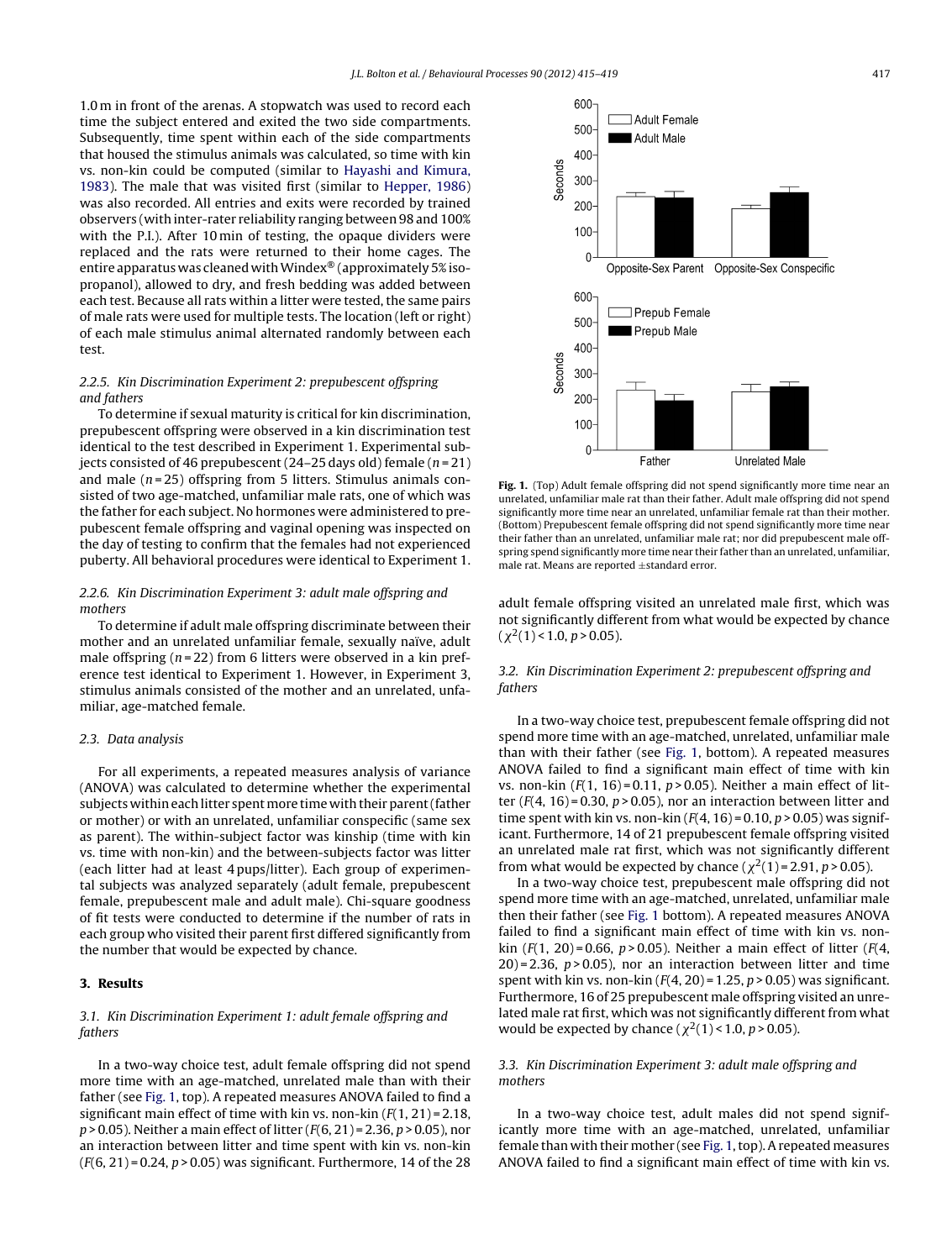1.0 m in front of the arenas. A stopwatch was used to record each time the subject entered and exited the two side compartments. Subsequently, time spent within each of the side compartments that housed the stimulus animals was calculated, so time with kin vs. non-kin could be computed (similar to Hayashi and Kimura, 1983). The male that was visited first (similar to Hepper, 1986) was also recorded. All entries and exits were recorded by trained observers (with inter-rater reliability ranging between 98 and 100% with the P.I.). After 10 min of testing, the opaque dividers were replaced and the rats were returned to their home cages. The entire apparatus was cleaned with Windex® (approximately 5% isopropanol), allowed to dry, and fresh bedding was added between each test. Because all rats within a litter were tested, the same pairs of male rats were used for multiple tests. The location (left or right) of each male stimulus animal alternated randomly between each test.

### 2.2.5. Kin Discrimination Experiment 2: prepubescent offspring and fathers

To determine if sexual maturity is critical for kin discrimination, prepubescent offspring were observed in a kin discrimination test identical to the test described in Experiment 1. Experimental subjects consisted of 46 prepubescent (24–25 days old) female ($n = 21$) and male ($n = 25$) offspring from 5 litters. Stimulus animals consisted of two age-matched, unfamiliar male rats, one of which was the father for each subject. No hormones were administered to prepubescent female offspring and vaginal opening was inspected on the day of testing to confirm that the females had not experienced puberty. All behavioral procedures were identical to Experiment 1.

### 2.2.6. Kin Discrimination Experiment 3: adult male offspring and mothers

To determine if adult male offspring discriminate between their mother and an unrelated unfamiliar female, sexually naïve, adult male offspring ($n = 22$) from 6 litters were observed in a kin preference test identical to Experiment 1. However, in Experiment 3, stimulus animals consisted of the mother and an unrelated, unfamiliar, age-matched female.

## 2.3. Data analysis

For all experiments, a repeated measures analysis of variance (ANOVA) was calculated to determine whether the experimental subjects within each litter spent more time with their parent (father or mother) or with an unrelated, unfamiliar conspecific (same sex as parent). The within-subject factor was kinship (time with kin vs. time with non-kin) and the between-subjects factor was litter (each litter had at least 4 pups/litter). Each group of experimental subjects was analyzed separately (adult female, prepubescent female, prepubescent male and adult male). Chi-square goodness of fit tests were conducted to determine if the number of rats in each group who visited their parent first differed significantly from the number that would be expected by chance.

# 3. Results

## 3.1. Kin Discrimination Experiment 1: adult female offspring and fathers

In a two-way choice test, adult female offspring did not spend more time with an age-matched, unrelated male than with their father (see Fig. 1, top). A repeated measures ANOVA failed to find a significant main effect of time with kin vs. non-kin ($F(1, 21) = 2.18$, $p > 0.05$). Neither a main effect of litter ($F(6, 21) = 2.36$, $p > 0.05$), nor an interaction between litter and time spent with kin vs. non-kin ($F(6, 21) = 0.24$, $p > 0.05$) was significant. Furthermore, 14 of the 28 adult female offspring visited an unrelated male first, which was not significantly different from what would be expected by chance ($\chi^2(1) < 1.0$, $p > 0.05$).

**Fig. 1.** (Top) Adult female offspring did not spend significantly more time near an unrelated, unfamiliar male rat than their father. Adult male offspring did not spend significantly more time near an unrelated, unfamiliar female rat than their mother. (Bottom) Prepubescent female offspring did not spend significantly more time near their father than an unrelated, unfamiliar male rat; nor did prepubescent male offspring spend significantly more time near their father than an unrelated, unfamiliar, male rat. Means are reported ±standard error.

## 3.2. Kin Discrimination Experiment 2: prepubescent offspring and fathers

In a two-way choice test, prepubescent female offspring did not spend more time with an age-matched, unrelated, unfamiliar male than with their father (see Fig. 1, bottom). A repeated measures ANOVA failed to find a significant main effect of time with kin vs. non-kin ($F(1, 16) = 0.11$, $p > 0.05$). Neither a main effect of litter ($F(4, 16) = 0.30$, $p > 0.05$), nor an interaction between litter and time spent with kin vs. non-kin ($F(4, 16) = 0.10$, $p > 0.05$) was significant. Furthermore, 14 of 21 prepubescent female offspring visited an unrelated male rat first, which was not significantly different from what would be expected by chance ($\chi^2(1) = 2.91$, $p > 0.05$).

In a two-way choice test, prepubescent male offspring did not spend more time with an age-matched, unrelated, unfamiliar male then their father (see Fig. 1 bottom). A repeated measures ANOVA failed to find a significant main effect of time with kin vs. non-kin ($F(1, 20) = 0.66$, $p > 0.05$). Neither a main effect of litter ($F(4, 20) = 2.36$, $p > 0.05$), nor an interaction between litter and time spent with kin vs. non-kin ($F(4, 20) = 1.25$, $p > 0.05$) was significant. Furthermore, 16 of 25 prepubescent male offspring visited an unrelated male rat first, which was not significantly different from what would be expected by chance ($\chi^2(1) < 1.0$, $p > 0.05$).

## 3.3. Kin Discrimination Experiment 3: adult male offspring and mothers

In a two-way choice test, adult males did not spend significantly more time with an age-matched, unrelated, unfamiliar female than with their mother (see Fig. 1, top). A repeated measures ANOVA failed to find a significant main effect of time with kin vs.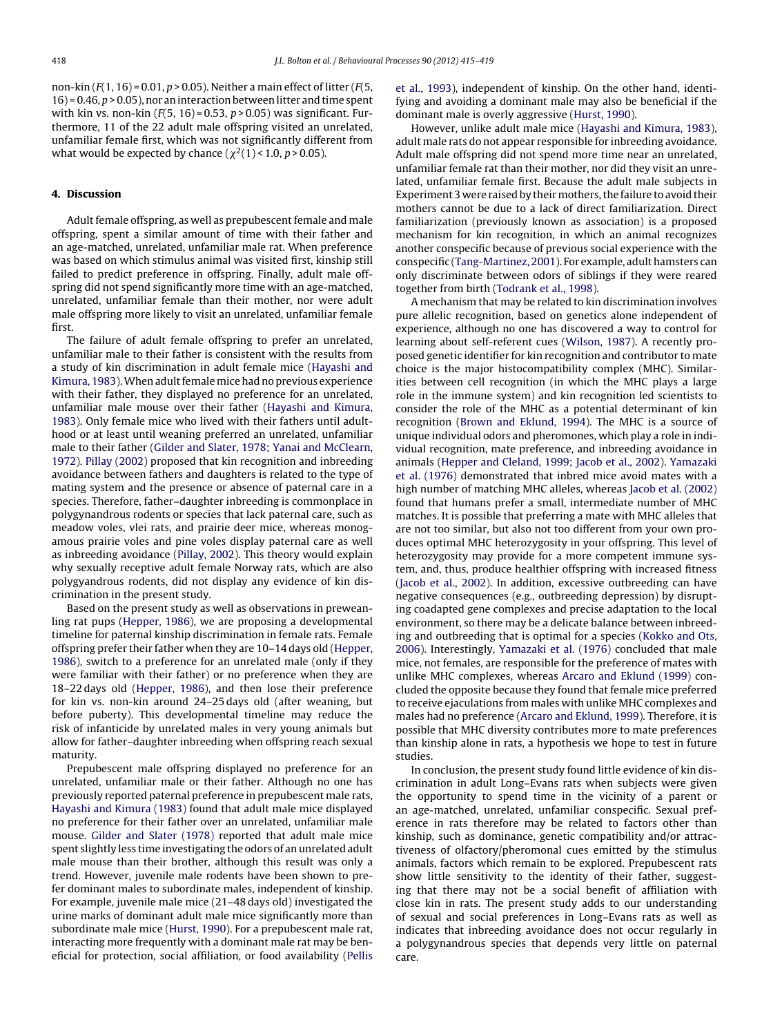non-kin ($F(1, 16) = 0.01$, $p > 0.05$). Neither a main effect of litter ($F(5, 16) = 0.46$, $p > 0.05$), nor an interaction between litter and time spent with kin vs. non-kin ($F(5, 16) = 0.53$, $p > 0.05$) was significant. Furthermore, 11 of the 22 adult male offspring visited an unrelated, unfamiliar female first, which was not significantly different from what would be expected by chance ($\chi^2(1) < 1.0$, $p > 0.05$).

## 4. Discussion

Adult female offspring, as well as prepubescent female and male offspring, spent a similar amount of time with their father and an age-matched, unrelated, unfamiliar male rat. When preference was based on which stimulus animal was visited first, kinship still failed to predict preference in offspring. Finally, adult male offspring did not spend significantly more time with an age-matched, unrelated, unfamiliar female than their mother, nor were adult male offspring more likely to visit an unrelated, unfamiliar female first.

The failure of adult female offspring to prefer an unrelated, unfamiliar male to their father is consistent with the results from a study of kin discrimination in adult female mice (Hayashi and Kimura, 1983). When adult female mice had no previous experience with their father, they displayed no preference for an unrelated, unfamiliar male mouse over their father (Hayashi and Kimura, 1983). Only female mice who lived with their fathers until adulthood or at least until weaning preferred an unrelated, unfamiliar male to their father (Gilder and Slater, 1978; Yanai and McClearn, 1972). Pillay (2002) proposed that kin recognition and inbreeding avoidance between fathers and daughters is related to the type of mating system and the presence or absence of paternal care in a species. Therefore, father–daughter inbreeding is commonplace in polygynandrous rodents or species that lack paternal care, such as meadow voles, vlei rats, and prairie deer mice, whereas monogamous prairie voles and pine voles display paternal care as well as inbreeding avoidance (Pillay, 2002). This theory would explain why sexually receptive adult female Norway rats, which are also polygyandrous rodents, did not display any evidence of kin discrimination in the present study.

Based on the present study as well as observations in preweanling rat pups (Hepper, 1986), we are proposing a developmental timeline for paternal kinship discrimination in female rats. Female offspring prefer their father when they are 10–14 days old (Hepper, 1986), switch to a preference for an unrelated male (only if they were familiar with their father) or no preference when they are 18–22 days old (Hepper, 1986), and then lose their preference for kin vs. non-kin around 24–25 days old (after weaning, but before puberty). This developmental timeline may reduce the risk of infanticide by unrelated males in very young animals but allow for father–daughter inbreeding when offspring reach sexual maturity.

Prepubescent male offspring displayed no preference for an unrelated, unfamiliar male or their father. Although no one has previously reported paternal preference in prepubescent male rats, Hayashi and Kimura (1983) found that adult male mice displayed no preference for their father over an unrelated, unfamiliar male mouse. Gilder and Slater (1978) reported that adult male mice spent slightly less time investigating the odors of an unrelated adult male mouse than their brother, although this result was only a trend. However, juvenile male rodents have been shown to prefer dominant males to subordinate males, independent of kinship. For example, juvenile male mice (21–48 days old) investigated the urine marks of dominant adult male mice significantly more than subordinate male mice (Hurst, 1990). For a prepubescent male rat, interacting more frequently with a dominant male rat may be beneficial for protection, social affiliation, or food availability (Pellis et al., 1993), independent of kinship. On the other hand, identifying and avoiding a dominant male may also be beneficial if the dominant male is overly aggressive (Hurst, 1990).

However, unlike adult male mice (Hayashi and Kimura, 1983), adult male rats do not appear responsible for inbreeding avoidance. Adult male offspring did not spend more time near an unrelated, unfamiliar female rat than their mother, nor did they visit an unrelated, unfamiliar female first. Because the adult male subjects in Experiment 3 were raised by their mothers, the failure to avoid their mothers cannot be due to a lack of direct familiarization. Direct familiarization (previously known as association) is a proposed mechanism for kin recognition, in which an animal recognizes another conspecific because of previous social experience with the conspecific (Tang-Martinez, 2001). For example, adult hamsters can only discriminate between odors of siblings if they were reared together from birth (Todrank et al., 1998).

A mechanism that may be related to kin discrimination involves pure allelic recognition, based on genetics alone independent of experience, although no one has discovered a way to control for learning about self-referent cues (Wilson, 1987). A recently proposed genetic identifier for kin recognition and contributor to mate choice is the major histocompatibility complex (MHC). Similarities between cell recognition (in which the MHC plays a large role in the immune system) and kin recognition led scientists to consider the role of the MHC as a potential determinant of kin recognition (Brown and Eklund, 1994). The MHC is a source of unique individual odors and pheromones, which play a role in individual recognition, mate preference, and inbreeding avoidance in animals (Hepper and Cleland, 1999; Jacob et al., 2002). Yamazaki et al. (1976) demonstrated that inbred mice avoid mates with a high number of matching MHC alleles, whereas Jacob et al. (2002) found that humans prefer a small, intermediate number of MHC matches. It is possible that preferring a mate with MHC alleles that are not too similar, but also not too different from your own produces optimal MHC heterozygosity in your offspring. This level of heterozygosity may provide for a more competent immune system, and, thus, produce healthier offspring with increased fitness (Jacob et al., 2002). In addition, excessive outbreeding can have negative consequences (e.g., outbreeding depression) by disrupting coadapted gene complexes and precise adaptation to the local environment, so there may be a delicate balance between inbreeding and outbreeding that is optimal for a species (Kokko and Ots, 2006). Interestingly, Yamazaki et al. (1976) concluded that male mice, not females, are responsible for the preference of mates with unlike MHC complexes, whereas Arcaro and Eklund (1999) concluded the opposite because they found that female mice preferred to receive ejaculations from males with unlike MHC complexes and males had no preference (Arcaro and Eklund, 1999). Therefore, it is possible that MHC diversity contributes more to mate preferences than kinship alone in rats, a hypothesis we hope to test in future studies.

In conclusion, the present study found little evidence of kin discrimination in adult Long–Evans rats when subjects were given the opportunity to spend time in the vicinity of a parent or an age-matched, unrelated, unfamiliar conspecific. Sexual preference in rats therefore may be related to factors other than kinship, such as dominance, genetic compatibility and/or attractiveness of olfactory/pheromonal cues emitted by the stimulus animals, factors which remain to be explored. Prepubescent rats show little sensitivity to the identity of their father, suggesting that there may not be a social benefit of affiliation with close kin in rats. The present study adds to our understanding of sexual and social preferences in Long–Evans rats as well as indicates that inbreeding avoidance does not occur regularly in a polygynandrous species that depends very little on paternal care.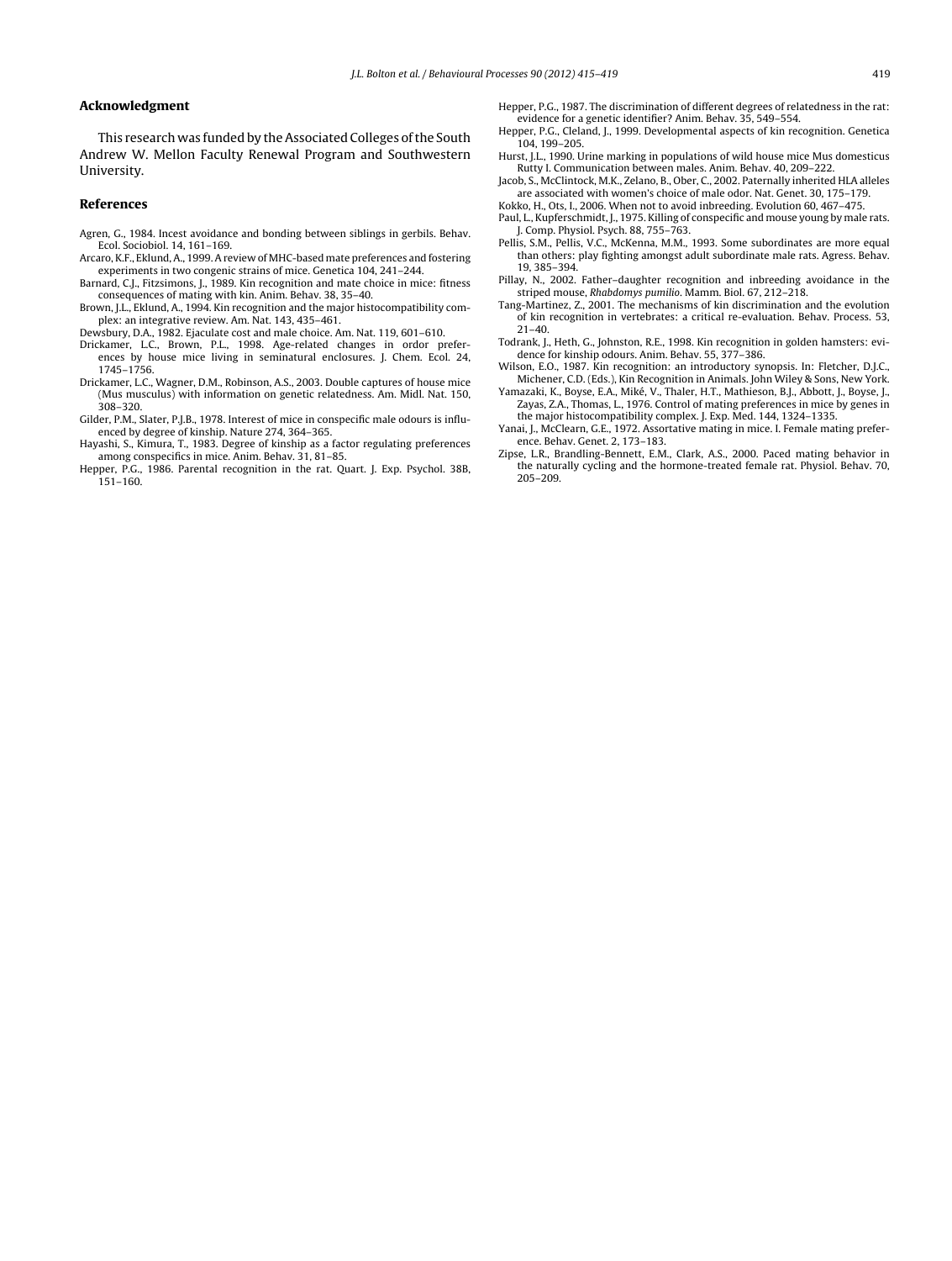## Acknowledgment

This research was funded by the Associated Colleges of the South Andrew W. Mellon Faculty Renewal Program and Southwestern University.

## References

Agren, G., 1984. Incest avoidance and bonding between siblings in gerbils. Behav. Ecol. Sociobiol. 14, 161–169.

Arcaro, K.F., Eklund, A., 1999. A review of MHC-based mate preferences and fostering experiments in two congenic strains of mice. Genetica 104, 241–244.

Barnard, C.J., Fitzsimons, J., 1989. Kin recognition and mate choice in mice: fitness consequences of mating with kin. Anim. Behav. 38, 35–40.

Brown, J.L., Eklund, A., 1994. Kin recognition and the major histocompatibility complex: an integrative review. Am. Nat. 143, 435–461.

Dewsbury, D.A., 1982. Ejaculate cost and male choice. Am. Nat. 119, 601–610.

Drickamer, L.C., Brown, P.L., 1998. Age-related changes in ordor preferences by house mice living in seminatural enclosures. J. Chem. Ecol. 24, 1745–1756.

Drickamer, L.C., Wagner, D.M., Robinson, A.S., 2003. Double captures of house mice (Mus musculus) with information on genetic relatedness. Am. Midl. Nat. 150, 308–320.

Gilder, P.M., Slater, P.J.B., 1978. Interest of mice in conspecific male odours is influenced by degree of kinship. Nature 274, 364–365.

Hayashi, S., Kimura, T., 1983. Degree of kinship as a factor regulating preferences among conspecifics in mice. Anim. Behav. 31, 81–85.

Hepper, P.G., 1986. Parental recognition in the rat. Quart. J. Exp. Psychol. 38B, 151–160.

Hepper, P.G., 1987. The discrimination of different degrees of relatedness in the rat: evidence for a genetic identifier? Anim. Behav. 35, 549–554.

Hepper, P.G., Cleland, J., 1999. Developmental aspects of kin recognition. Genetica 104, 199–205.

Hurst, J.L., 1990. Urine marking in populations of wild house mice Mus domesticus Rutty I. Communication between males. Anim. Behav. 40, 209–222.

Jacob, S., McClintock, M.K., Zelano, B., Ober, C., 2002. Paternally inherited HLA alleles are associated with women's choice of male odor. Nat. Genet. 30, 175–179.

Kokko, H., Ots, I., 2006. When not to avoid inbreeding. Evolution 60, 467–475.

Paul, L., Kupferschmidt, J., 1975. Killing of conspecific and mouse young by male rats. J. Comp. Physiol. Psych. 88, 755–763.

Pellis, S.M., Pellis, V.C., McKenna, M.M., 1993. Some subordinates are more equal than others: play fighting amongst adult subordinate male rats. Agress. Behav. 19, 385–394.

Pillay, N., 2002. Father–daughter recognition and inbreeding avoidance in the striped mouse, *Rhabdomys pumilio*. Mamm. Biol. 67, 212–218.

Tang-Martinez, Z., 2001. The mechanisms of kin discrimination and the evolution of kin recognition in vertebrates: a critical re-evaluation. Behav. Process. 53, 21–40.

Todrank, J., Heth, G., Johnston, R.E., 1998. Kin recognition in golden hamsters: evidence for kinship odours. Anim. Behav. 55, 377–386.

Wilson, E.O., 1987. Kin recognition: an introductory synopsis. In: Fletcher, D.J.C., Michener, C.D. (Eds.), Kin Recognition in Animals. John Wiley & Sons, New York.

Yamazaki, K., Boyse, E.A., Miké, V., Thaler, H.T., Mathieson, B.J., Abbott, J., Boyse, J., Zayas, Z.A., Thomas, L., 1976. Control of mating preferences in mice by genes in the major histocompatibility complex. J. Exp. Med. 144, 1324–1335.

Yanai, J., McClearn, G.E., 1972. Assortative mating in mice. I. Female mating preference. Behav. Genet. 2, 173–183.

Zipse, L.R., Brandling-Bennett, E.M., Clark, A.S., 2000. Paced mating behavior in the naturally cycling and the hormone-treated female rat. Physiol. Behav. 70, 205–209.